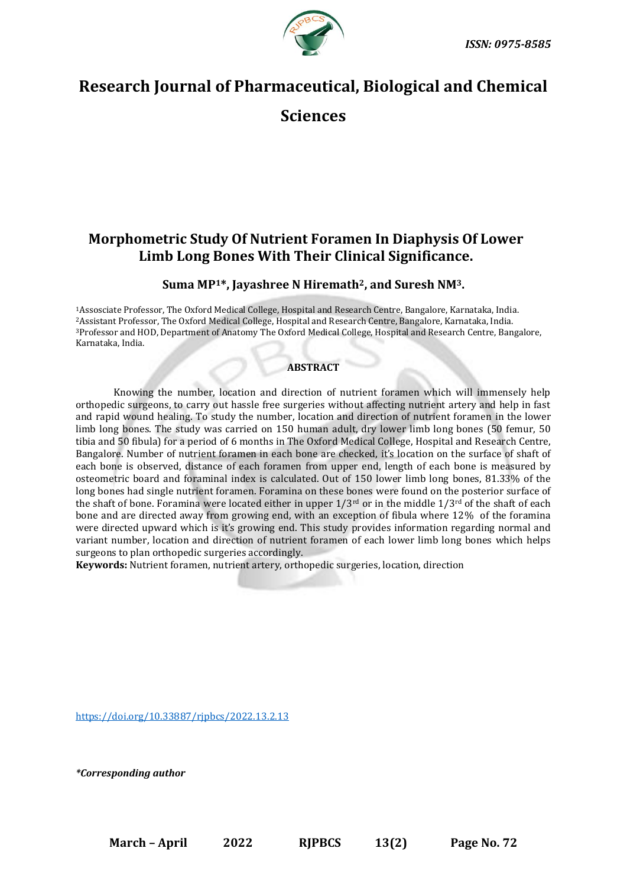ISSN: 0975-8585

# Research Journal of Pharmaceutical, Biological and Chemical Sciences

## Morphometric Study Of Nutrient Foramen In Diaphysis Of Lower Limb Long Bones With Their Clinical Significance.

**Suma MP[1]*, Jayashree N Hiremath[2], and Suresh NM[3].**

[1]Assosciate Professor, The Oxford Medical College, Hospital and Research Centre, Bangalore, Karnataka, India.
[2]Assistant Professor, The Oxford Medical College, Hospital and Research Centre, Bangalore, Karnataka, India.
[3]Professor and HOD, Department of Anatomy The Oxford Medical College, Hospital and Research Centre, Bangalore, Karnataka, India.

### ABSTRACT

Knowing the number, location and direction of nutrient foramen which will immensely help orthopedic surgeons, to carry out hassle free surgeries without affecting nutrient artery and help in fast and rapid wound healing. To study the number, location and direction of nutrient foramen in the lower limb long bones. The study was carried on 150 human adult, dry lower limb long bones (50 femur, 50 tibia and 50 fibula) for a period of 6 months in The Oxford Medical College, Hospital and Research Centre, Bangalore. Number of nutrient foramen in each bone are checked, it's location on the surface of shaft of each bone is observed, distance of each foramen from upper end, length of each bone is measured by osteometric board and foraminal index is calculated. Out of 150 lower limb long bones, 81.33% of the long bones had single nutrient foramen. Foramina on these bones were found on the posterior surface of the shaft of bone. Foramina were located either in upper 1/3$^{rd}$ or in the middle 1/3$^{rd}$ of the shaft of each bone and are directed away from growing end, with an exception of fibula where 12% of the foramina were directed upward which is it's growing end. This study provides information regarding normal and variant number, location and direction of nutrient foramen of each lower limb long bones which helps surgeons to plan orthopedic surgeries accordingly.

**Keywords:** Nutrient foramen, nutrient artery, orthopedic surgeries, location, direction

https://doi.org/10.33887/rjpbcs/2022.13.2.13

*\*Corresponding author*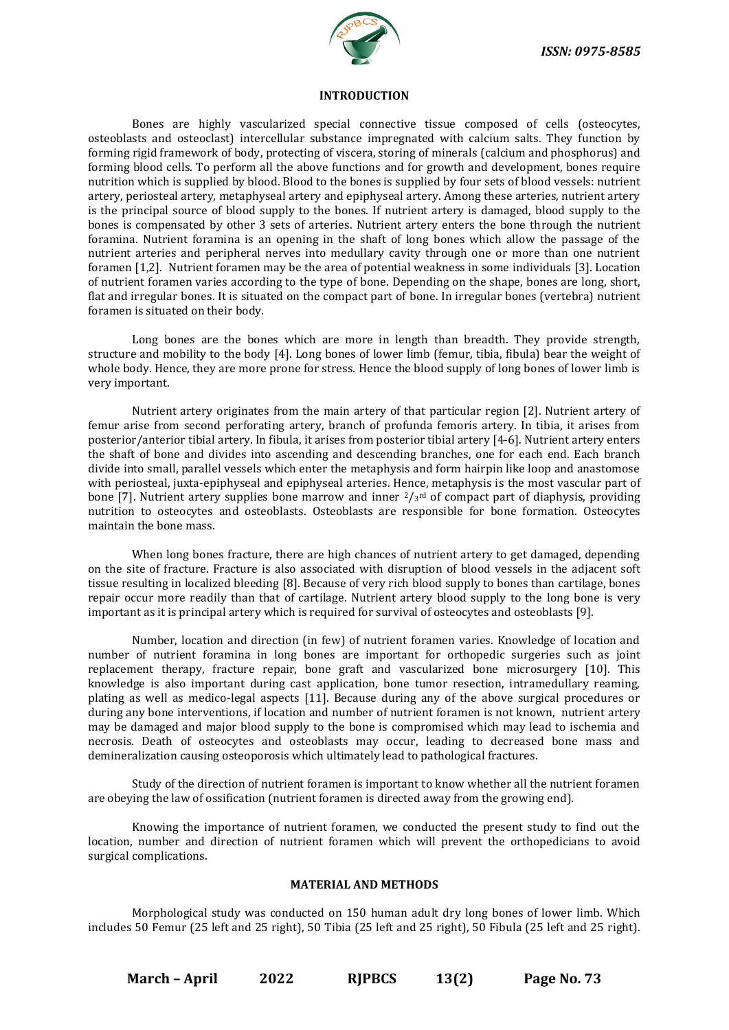## INTRODUCTION

Bones are highly vascularized special connective tissue composed of cells (osteocytes, osteoblasts and osteoclast) intercellular substance impregnated with calcium salts. They function by forming rigid framework of body, protecting of viscera, storing of minerals (calcium and phosphorus) and forming blood cells. To perform all the above functions and for growth and development, bones require nutrition which is supplied by blood. Blood to the bones is supplied by four sets of blood vessels: nutrient artery, periosteal artery, metaphyseal artery and epiphyseal artery. Among these arteries, nutrient artery is the principal source of blood supply to the bones. If nutrient artery is damaged, blood supply to the bones is compensated by other 3 sets of arteries. Nutrient artery enters the bone through the nutrient foramina. Nutrient foramina is an opening in the shaft of long bones which allow the passage of the nutrient arteries and peripheral nerves into medullary cavity through one or more than one nutrient foramen [1,2]. Nutrient foramen may be the area of potential weakness in some individuals [3]. Location of nutrient foramen varies according to the type of bone. Depending on the shape, bones are long, short, flat and irregular bones. It is situated on the compact part of bone. In irregular bones (vertebra) nutrient foramen is situated on their body.

Long bones are the bones which are more in length than breadth. They provide strength, structure and mobility to the body [4]. Long bones of lower limb (femur, tibia, fibula) bear the weight of whole body. Hence, they are more prone for stress. Hence the blood supply of long bones of lower limb is very important.

Nutrient artery originates from the main artery of that particular region [2]. Nutrient artery of femur arise from second perforating artery, branch of profunda femoris artery. In tibia, it arises from posterior/anterior tibial artery. In fibula, it arises from posterior tibial artery [4-6]. Nutrient artery enters the shaft of bone and divides into ascending and descending branches, one for each end. Each branch divide into small, parallel vessels which enter the metaphysis and form hairpin like loop and anastomose with periosteal, juxta-epiphyseal and epiphyseal arteries. Hence, metaphysis is the most vascular part of bone [7]. Nutrient artery supplies bone marrow and inner $^{2}/_{3}$rd of compact part of diaphysis, providing nutrition to osteocytes and osteoblasts. Osteoblasts are responsible for bone formation. Osteocytes maintain the bone mass.

When long bones fracture, there are high chances of nutrient artery to get damaged, depending on the site of fracture. Fracture is also associated with disruption of blood vessels in the adjacent soft tissue resulting in localized bleeding [8]. Because of very rich blood supply to bones than cartilage, bones repair occur more readily than that of cartilage. Nutrient artery blood supply to the long bone is very important as it is principal artery which is required for survival of osteocytes and osteoblasts [9].

Number, location and direction (in few) of nutrient foramen varies. Knowledge of location and number of nutrient foramina in long bones are important for orthopedic surgeries such as joint replacement therapy, fracture repair, bone graft and vascularized bone microsurgery [10]. This knowledge is also important during cast application, bone tumor resection, intramedullary reaming, plating as well as medico-legal aspects [11]. Because during any of the above surgical procedures or during any bone interventions, if location and number of nutrient foramen is not known, nutrient artery may be damaged and major blood supply to the bone is compromised which may lead to ischemia and necrosis. Death of osteocytes and osteoblasts may occur, leading to decreased bone mass and demineralization causing osteoporosis which ultimately lead to pathological fractures.

Study of the direction of nutrient foramen is important to know whether all the nutrient foramen are obeying the law of ossification (nutrient foramen is directed away from the growing end).

Knowing the importance of nutrient foramen, we conducted the present study to find out the location, number and direction of nutrient foramen which will prevent the orthopedicians to avoid surgical complications.

## MATERIAL AND METHODS

Morphological study was conducted on 150 human adult dry long bones of lower limb. Which includes 50 Femur (25 left and 25 right), 50 Tibia (25 left and 25 right), 50 Fibula (25 left and 25 right).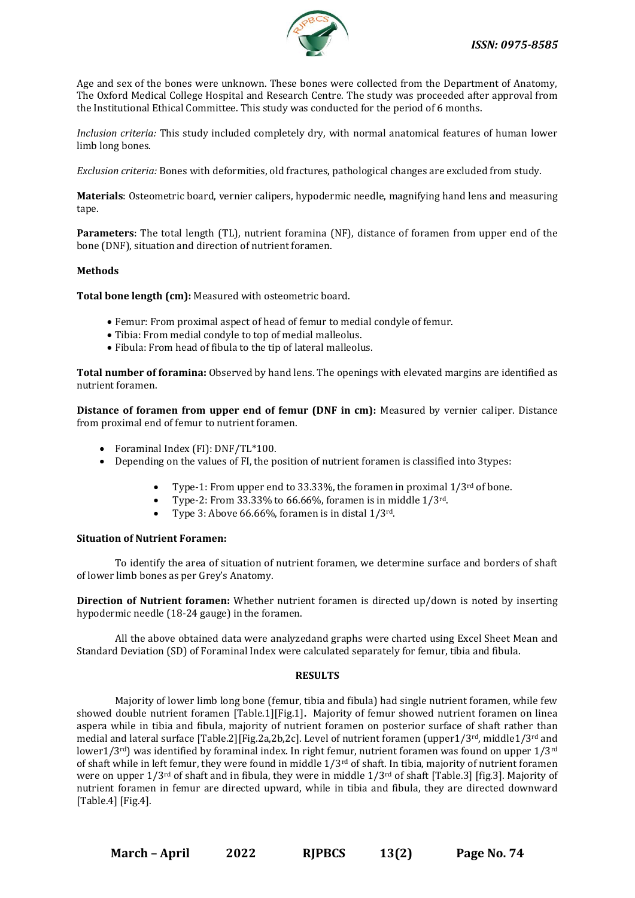Age and sex of the bones were unknown. These bones were collected from the Department of Anatomy, The Oxford Medical College Hospital and Research Centre. The study was proceeded after approval from the Institutional Ethical Committee. This study was conducted for the period of 6 months.

*Inclusion criteria:* This study included completely dry, with normal anatomical features of human lower limb long bones.

*Exclusion criteria:* Bones with deformities, old fractures, pathological changes are excluded from study.

**Materials**: Osteometric board, vernier calipers, hypodermic needle, magnifying hand lens and measuring tape.

**Parameters**: The total length (TL), nutrient foramina (NF), distance of foramen from upper end of the bone (DNF), situation and direction of nutrient foramen.

**Methods**

**Total bone length (cm):** Measured with osteometric board.

- Femur: From proximal aspect of head of femur to medial condyle of femur.
- Tibia: From medial condyle to top of medial malleolus.
- Fibula: From head of fibula to the tip of lateral malleolus.

**Total number of foramina:** Observed by hand lens. The openings with elevated margins are identified as nutrient foramen.

**Distance of foramen from upper end of femur (DNF in cm):** Measured by vernier caliper. Distance from proximal end of femur to nutrient foramen.

- Foraminal Index (FI): DNF/TL*100.
- Depending on the values of FI, the position of nutrient foramen is classified into 3types:
    - Type-1: From upper end to 33.33%, the foramen in proximal 1/3rd of bone.
    - Type-2: From 33.33% to 66.66%, foramen is in middle 1/3rd.
    - Type 3: Above 66.66%, foramen is in distal 1/3rd.

**Situation of Nutrient Foramen:**

To identify the area of situation of nutrient foramen, we determine surface and borders of shaft of lower limb bones as per Grey's Anatomy.

**Direction of Nutrient foramen:** Whether nutrient foramen is directed up/down is noted by inserting hypodermic needle (18-24 gauge) in the foramen.

All the above obtained data were analyzedand graphs were charted using Excel Sheet Mean and Standard Deviation (SD) of Foraminal Index were calculated separately for femur, tibia and fibula.

## RESULTS

Majority of lower limb long bone (femur, tibia and fibula) had single nutrient foramen, while few showed double nutrient foramen [Table.1][Fig.1]. Majority of femur showed nutrient foramen on linea aspera while in tibia and fibula, majority of nutrient foramen on posterior surface of shaft rather than medial and lateral surface [Table.2][Fig.2a,2b,2c]. Level of nutrient foramen (upper1/3rd, middle1/3rd and lower1/3rd) was identified by foraminal index. In right femur, nutrient foramen was found on upper 1/3rd of shaft while in left femur, they were found in middle 1/3rd of shaft. In tibia, majority of nutrient foramen were on upper 1/3rd of shaft and in fibula, they were in middle 1/3rd of shaft [Table.3] [fig.3]. Majority of nutrient foramen in femur are directed upward, while in tibia and fibula, they are directed downward [Table.4] [Fig.4].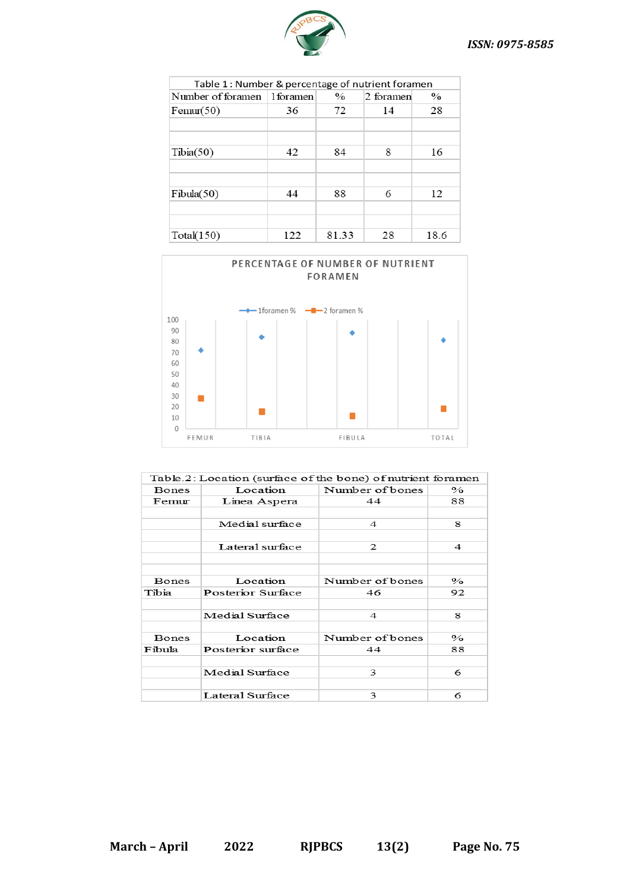| Table 1 : Number & percentage of nutrient foramen | | | | |
|---|---|---|---|---|
| Number of foramen | 1foramen | % | 2 foramen | % |
| Femur(50) | 36 | 72 | 14 | 28 |
| Tibia(50) | 42 | 84 | 8 | 16 |
| Fibula(50) | 44 | 88 | 6 | 12 |
| Total(150) | 122 | 81.33 | 28 | 18.6 |

PERCENTAGE OF NUMBER OF NUTRIENT FORAMEN

| | 1foramen % | 2 foramen % |
|---|---|---|
| FEMUR | 72 | 28 |
| TIBIA | 84 | 16 |
| FIBULA | 88 | 12 |
| TOTAL | 81.33 | 18.6 |

| Table.2: Location (surface of the bone) of nutrient foramen | | | |
|---|---|---|---|
| Bones | Location | Number of bones | % |
| Femur | Linea Aspera | 44 | 88 |
| | Medial surface | 4 | 8 |
| | Lateral surface | 2 | 4 |
| Bones | Location | Number of bones | % |
| Tibia | Posterior Surface | 46 | 92 |
| | Medial Surface | 4 | 8 |
| Bones | Location | Number of bones | % |
| Fibula | Posterior surface | 44 | 88 |
| | Medial Surface | 3 | 6 |
| | Lateral Surface | 3 | 6 |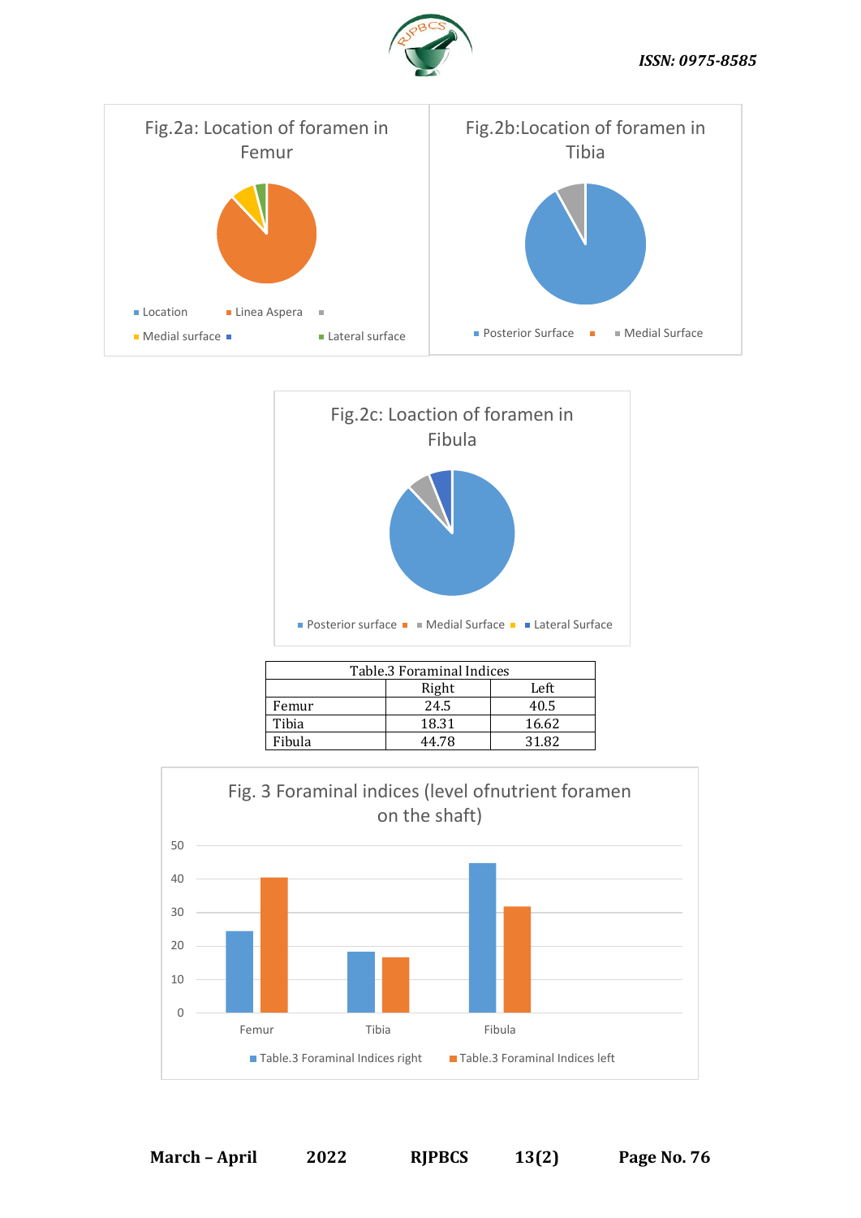Fig.2a: Location of foramen in Femur

Location, Linea Aspera, Medial surface, Lateral surface

Fig.2b:Location of foramen in Tibia

Posterior Surface, Medial Surface

Fig.2c: Loaction of foramen in Fibula

Posterior surface, Medial Surface, Lateral Surface

| Table.3 Foraminal Indices | | |
|---|---|---|
| | Right | Left |
| Femur | 24.5 | 40.5 |
| Tibia | 18.31 | 16.62 |
| Fibula | 44.78 | 31.82 |

Fig. 3 Foraminal indices (level ofnutrient foramen on the shaft)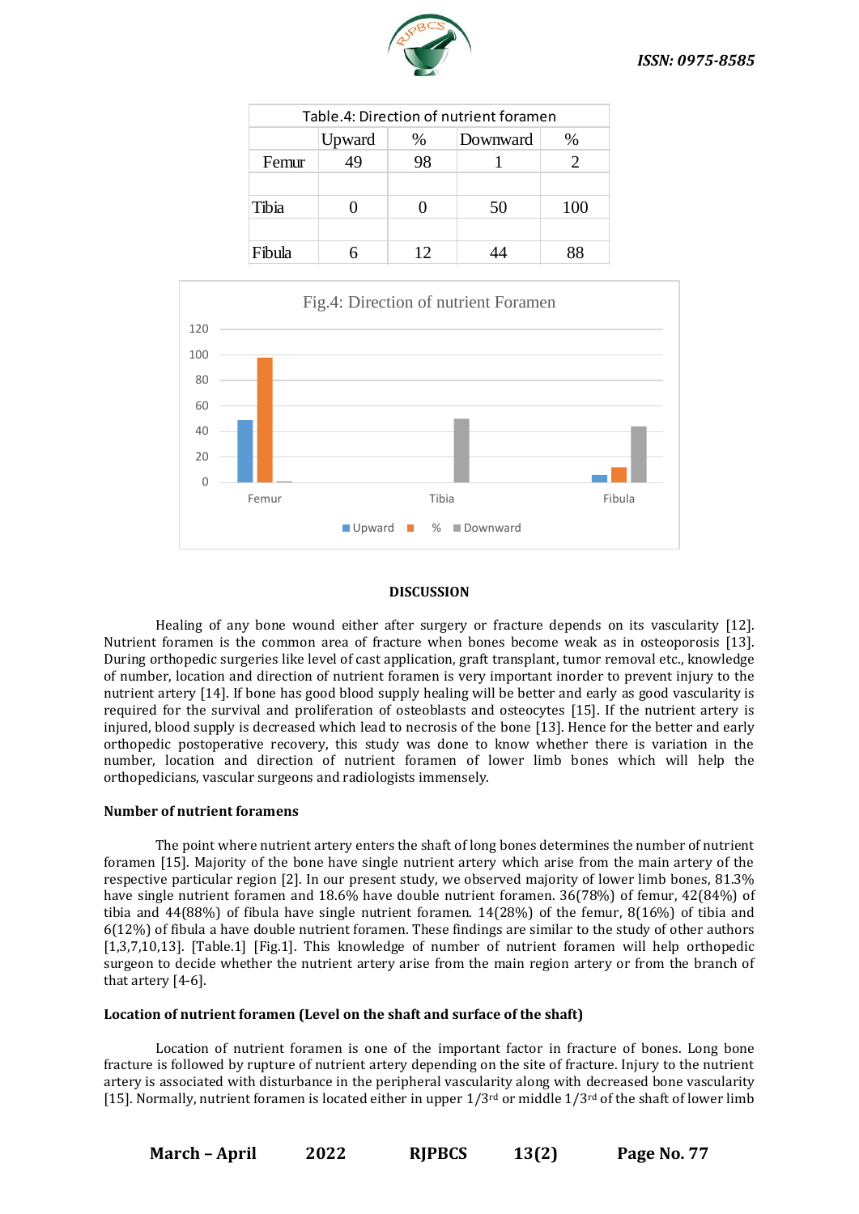| Table.4: Direction of nutrient foramen | | | | |
|---|---|---|---|---|
| | Upward | % | Downward | % |
| Femur | 49 | 98 | 1 | 2 |
| | | | | |
| Tibia | 0 | 0 | 50 | 100 |
| | | | | |
| Fibula | 6 | 12 | 44 | 88 |

Fig.4: Direction of nutrient Foramen

## DISCUSSION

Healing of any bone wound either after surgery or fracture depends on its vascularity [12]. Nutrient foramen is the common area of fracture when bones become weak as in osteoporosis [13]. During orthopedic surgeries like level of cast application, graft transplant, tumor removal etc., knowledge of number, location and direction of nutrient foramen is very important inorder to prevent injury to the nutrient artery [14]. If bone has good blood supply healing will be better and early as good vascularity is required for the survival and proliferation of osteoblasts and osteocytes [15]. If the nutrient artery is injured, blood supply is decreased which lead to necrosis of the bone [13]. Hence for the better and early orthopedic postoperative recovery, this study was done to know whether there is variation in the number, location and direction of nutrient foramen of lower limb bones which will help the orthopedicians, vascular surgeons and radiologists immensely.

### Number of nutrient foramens

The point where nutrient artery enters the shaft of long bones determines the number of nutrient foramen [15]. Majority of the bone have single nutrient artery which arise from the main artery of the respective particular region [2]. In our present study, we observed majority of lower limb bones, 81.3% have single nutrient foramen and 18.6% have double nutrient foramen. 36(78%) of femur, 42(84%) of tibia and 44(88%) of fibula have single nutrient foramen. 14(28%) of the femur, 8(16%) of tibia and 6(12%) of fibula a have double nutrient foramen. These findings are similar to the study of other authors [1,3,7,10,13]. [Table.1] [Fig.1]. This knowledge of number of nutrient foramen will help orthopedic surgeon to decide whether the nutrient artery arise from the main region artery or from the branch of that artery [4-6].

### Location of nutrient foramen (Level on the shaft and surface of the shaft)

Location of nutrient foramen is one of the important factor in fracture of bones. Long bone fracture is followed by rupture of nutrient artery depending on the site of fracture. Injury to the nutrient artery is associated with disturbance in the peripheral vascularity along with decreased bone vascularity [15]. Normally, nutrient foramen is located either in upper 1/3rd or middle 1/3rd of the shaft of lower limb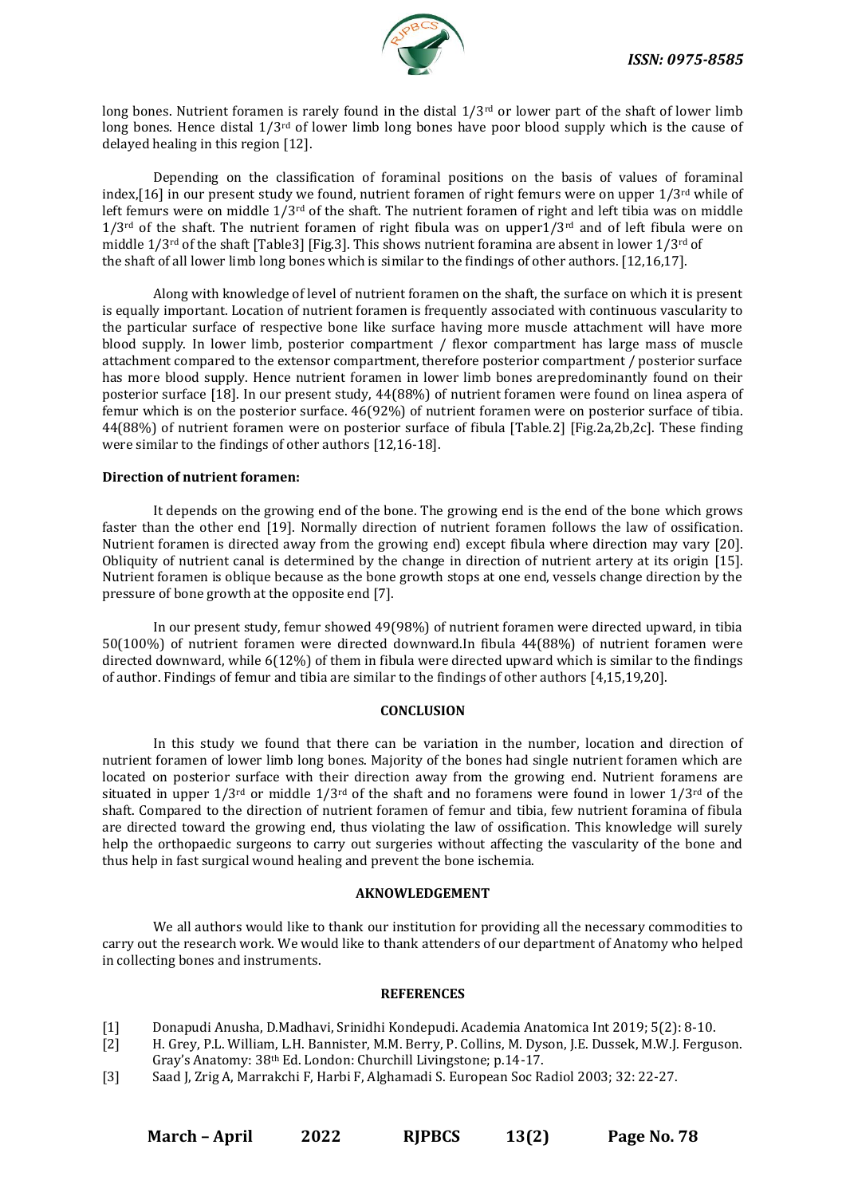long bones. Nutrient foramen is rarely found in the distal $1/3^{rd}$ or lower part of the shaft of lower limb long bones. Hence distal $1/3^{rd}$ of lower limb long bones have poor blood supply which is the cause of delayed healing in this region [12].

Depending on the classification of foraminal positions on the basis of values of foraminal index,[16] in our present study we found, nutrient foramen of right femurs were on upper $1/3^{rd}$ while of left femurs were on middle $1/3^{rd}$ of the shaft. The nutrient foramen of right and left tibia was on middle $1/3^{rd}$ of the shaft. The nutrient foramen of right fibula was on upper$1/3^{rd}$ and of left fibula were on middle $1/3^{rd}$ of the shaft [Table3] [Fig.3]. This shows nutrient foramina are absent in lower $1/3^{rd}$ of the shaft of all lower limb long bones which is similar to the findings of other authors. [12,16,17].

Along with knowledge of level of nutrient foramen on the shaft, the surface on which it is present is equally important. Location of nutrient foramen is frequently associated with continuous vascularity to the particular surface of respective bone like surface having more muscle attachment will have more blood supply. In lower limb, posterior compartment / flexor compartment has large mass of muscle attachment compared to the extensor compartment, therefore posterior compartment / posterior surface has more blood supply. Hence nutrient foramen in lower limb bones arepredominantly found on their posterior surface [18]. In our present study, 44(88%) of nutrient foramen were found on linea aspera of femur which is on the posterior surface. 46(92%) of nutrient foramen were on posterior surface of tibia. 44(88%) of nutrient foramen were on posterior surface of fibula [Table.2] [Fig.2a,2b,2c]. These finding were similar to the findings of other authors [12,16-18].

**Direction of nutrient foramen:**

It depends on the growing end of the bone. The growing end is the end of the bone which grows faster than the other end [19]. Normally direction of nutrient foramen follows the law of ossification. Nutrient foramen is directed away from the growing end) except fibula where direction may vary [20]. Obliquity of nutrient canal is determined by the change in direction of nutrient artery at its origin [15]. Nutrient foramen is oblique because as the bone growth stops at one end, vessels change direction by the pressure of bone growth at the opposite end [7].

In our present study, femur showed 49(98%) of nutrient foramen were directed upward, in tibia 50(100%) of nutrient foramen were directed downward.In fibula 44(88%) of nutrient foramen were directed downward, while 6(12%) of them in fibula were directed upward which is similar to the findings of author. Findings of femur and tibia are similar to the findings of other authors [4,15,19,20].

## CONCLUSION

In this study we found that there can be variation in the number, location and direction of nutrient foramen of lower limb long bones. Majority of the bones had single nutrient foramen which are located on posterior surface with their direction away from the growing end. Nutrient foramens are situated in upper $1/3^{rd}$ or middle $1/3^{rd}$ of the shaft and no foramens were found in lower $1/3^{rd}$ of the shaft. Compared to the direction of nutrient foramen of femur and tibia, few nutrient foramina of fibula are directed toward the growing end, thus violating the law of ossification. This knowledge will surely help the orthopaedic surgeons to carry out surgeries without affecting the vascularity of the bone and thus help in fast surgical wound healing and prevent the bone ischemia.

## AKNOWLEDGEMENT

We all authors would like to thank our institution for providing all the necessary commodities to carry out the research work. We would like to thank attenders of our department of Anatomy who helped in collecting bones and instruments.

## REFERENCES

[1] Donapudi Anusha, D.Madhavi, Srinidhi Kondepudi. Academia Anatomica Int 2019; 5(2): 8-10.

[2] H. Grey, P.L. William, L.H. Bannister, M.M. Berry, P. Collins, M. Dyson, J.E. Dussek, M.W.J. Ferguson. Gray's Anatomy: 38th Ed. London: Churchill Livingstone; p.14-17.

[3] Saad J, Zrig A, Marrakchi F, Harbi F, Alghamadi S. European Soc Radiol 2003; 32: 22-27.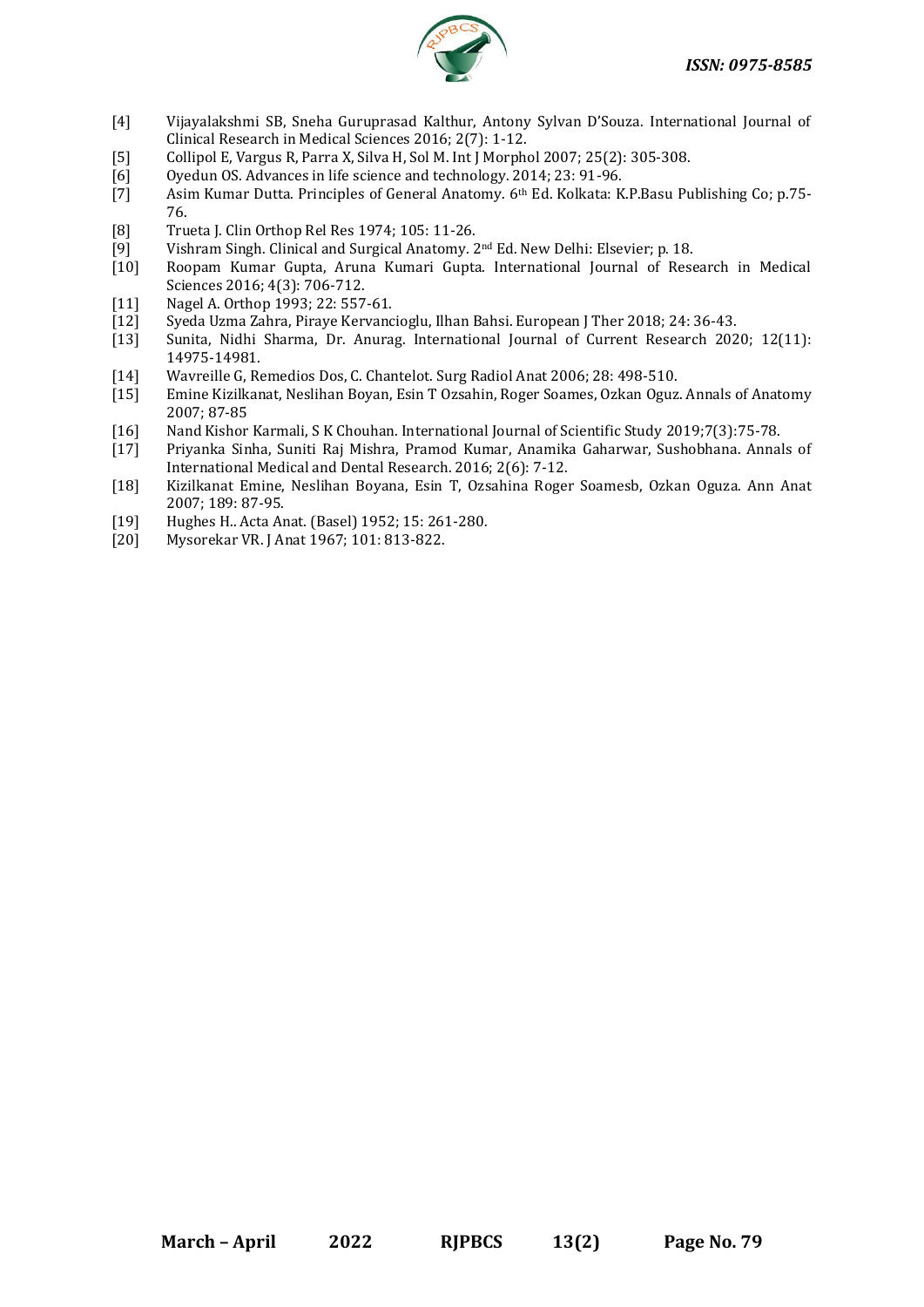[4] Vijayalakshmi SB, Sneha Guruprasad Kalthur, Antony Sylvan D'Souza. International Journal of Clinical Research in Medical Sciences 2016; 2(7): 1-12.

[5] Collipol E, Vargus R, Parra X, Silva H, Sol M. Int J Morphol 2007; 25(2): 305-308.

[6] Oyedun OS. Advances in life science and technology. 2014; 23: 91-96.

[7] Asim Kumar Dutta. Principles of General Anatomy. 6th Ed. Kolkata: K.P.Basu Publishing Co; p.75-76.

[8] Trueta J. Clin Orthop Rel Res 1974; 105: 11-26.

[9] Vishram Singh. Clinical and Surgical Anatomy. 2nd Ed. New Delhi: Elsevier; p. 18.

[10] Roopam Kumar Gupta, Aruna Kumari Gupta. International Journal of Research in Medical Sciences 2016; 4(3): 706-712.

[11] Nagel A. Orthop 1993; 22: 557-61.

[12] Syeda Uzma Zahra, Piraye Kervancioglu, Ilhan Bahsi. European J Ther 2018; 24: 36-43.

[13] Sunita, Nidhi Sharma, Dr. Anurag. International Journal of Current Research 2020; 12(11): 14975-14981.

[14] Wavreille G, Remedios Dos, C. Chantelot. Surg Radiol Anat 2006; 28: 498-510.

[15] Emine Kizilkanat, Neslihan Boyan, Esin T Ozsahin, Roger Soames, Ozkan Oguz. Annals of Anatomy 2007; 87-85

[16] Nand Kishor Karmali, S K Chouhan. International Journal of Scientific Study 2019;7(3):75-78.

[17] Priyanka Sinha, Suniti Raj Mishra, Pramod Kumar, Anamika Gaharwar, Sushobhana. Annals of International Medical and Dental Research. 2016; 2(6): 7-12.

[18] Kizilkanat Emine, Neslihan Boyana, Esin T, Ozsahina Roger Soamesb, Ozkan Oguza. Ann Anat 2007; 189: 87-95.

[19] Hughes H.. Acta Anat. (Basel) 1952; 15: 261-280.

[20] Mysorekar VR. J Anat 1967; 101: 813-822.